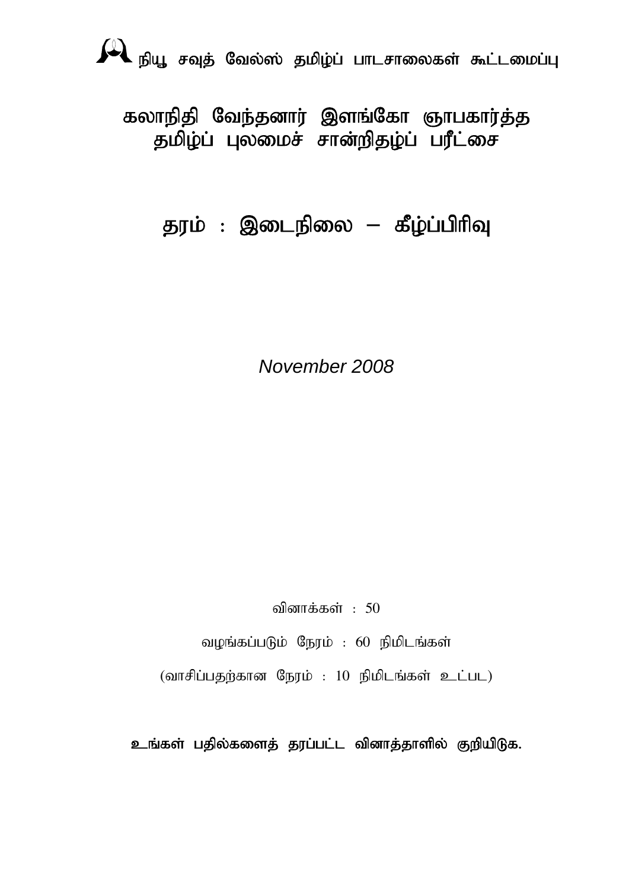நியூ சவுத் வேல்ஸ் தமிழ்ப் பாடசாலைகள் கூட்டமைப்பு

# கலாநிதி வேந்தனார் இளங்கோ ஞாபகார்த்த தமிழ்ப் புலமைச் சான்றிதழ்ப் பரீட்சை

## தரம் : இடைநிலை – கீழ்ப்பிரிவு

*November 2008*

வினாக்கள் : 50

வழங்கப்படும் நேரம் : 60 நிமிடங்கள்

(வாசிப்பதற்கான நேரம் : 10 நிமிடங்கள் உட்பட)

**உங்கள் பதில்களைத் தரப்பட்ட வினாத்தாளில் குறியிடுக.**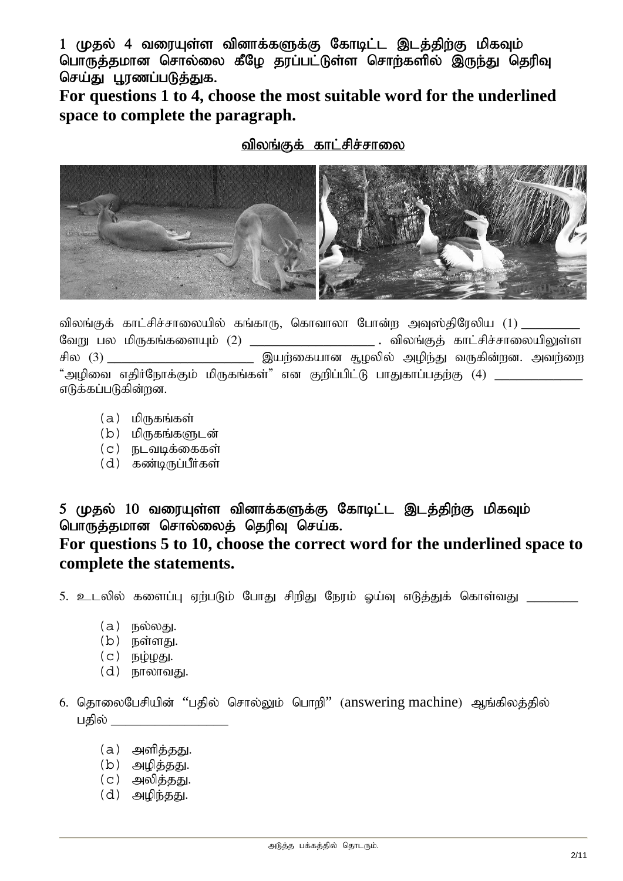**1 முதல் 4 வரையுள்ள வினாக்களுக்கு கோடிட்ட இடத்திற்கு மிகவும் பொருத்தமான சொல்லை கீழே தரப்பட்டுள்ள சொற்களில் இருந்து தெரிவு செய்து பூரணப்படுத்துக.**

**For questions 1 to 4, choose the most suitable word for the underlined space to complete the paragraph.**

## விலங்குக் காட்சிச்சாலை

விலங்குக் காட்சிச்சாலையில் கங்காரு, கொவாலா போன்ற அவுஸ்திரேலிய (1) _________ வேறு பல மிருகங்களையும் (2) ___________________ . விலங்குத் காட்சிச்சாலையிலுள்ள சில (3) _______________________ இயற்கையான சூழலில் அழிந்து வருகின்றன. அவற்றை "அழிவை எதிர்நோக்கும் மிருகங்கள்" என குறிப்பிட்டு பாதுகாப்பதற்கு (4) _____________ எடுக்கப்படுகின்றன.

(a) மிருகங்கள்
(b) மிருகங்களுடன்
(c) நடவடிக்கைகள்
(d) கண்டிருப்பீர்கள்

**5 முதல் 10 வரையுள்ள வினாக்களுக்கு கோடிட்ட இடத்திற்கு மிகவும் பொருத்தமான சொல்லைத் தெரிவு செய்க.**

**For questions 5 to 10, choose the correct word for the underlined space to complete the statements.**

5. உடலில் களைப்பு ஏற்படும் போது சிறிது நேரம் ஓய்வு எடுத்துக் கொள்வது ________

   (a) நல்லது.
   (b) நள்ளது.
   (c) நழ்ழது.
   (d) நாலாவது.

6. தொலைபேசியின் "பதில் சொல்லும் பொறி" (answering machine) ஆங்கிலத்தில் பதில் _________________

   (a) அளித்தது.
   (b) அழித்தது.
   (c) அலித்தது.
   (d) அழிந்தது.

அடுத்த பக்கத்தில் தொடரும்.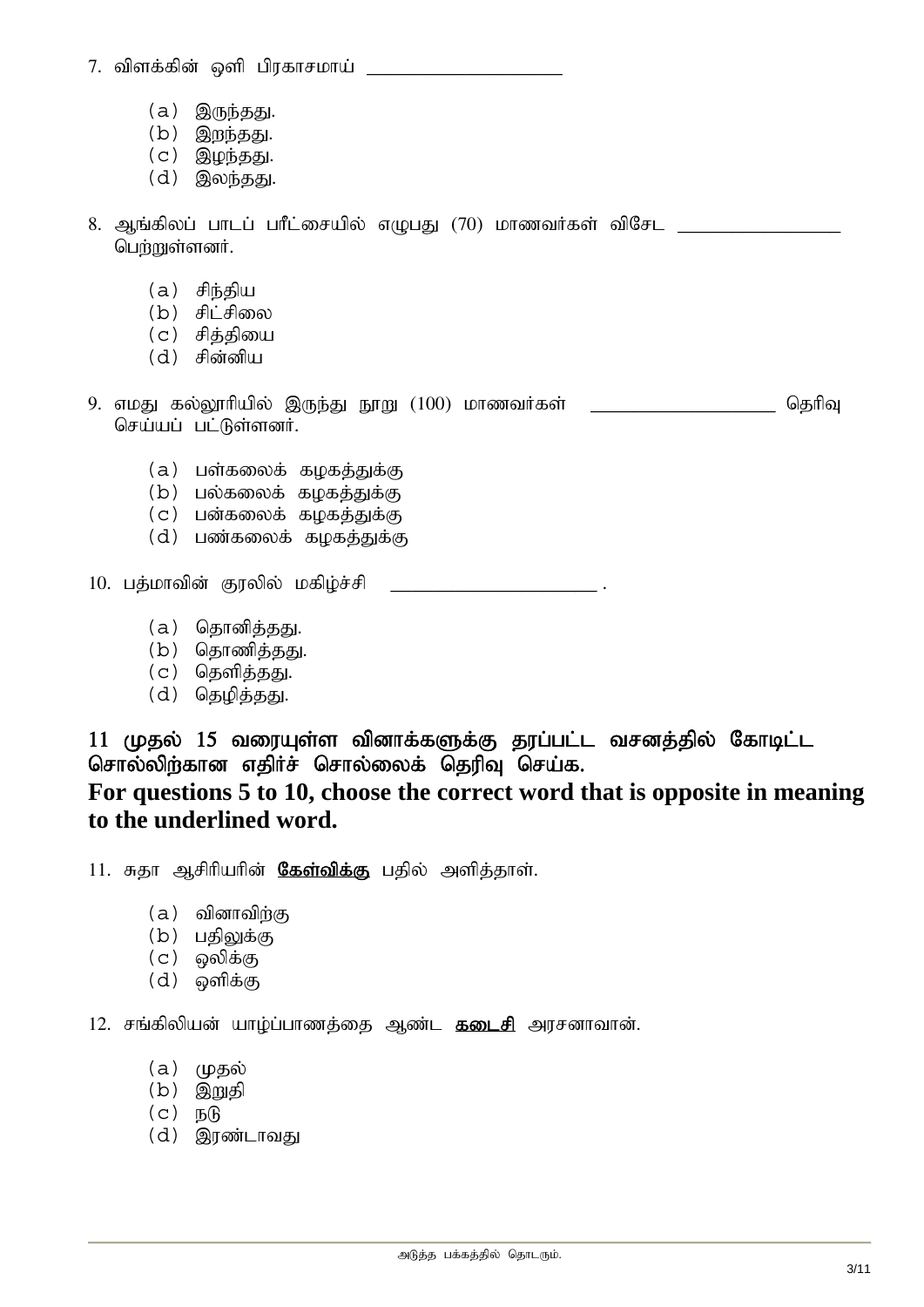7. விளக்கின் ஒளி பிரகாசமாய் ____________________

   (a) இருந்தது.
   (b) இறந்தது.
   (c) இழந்தது.
   (d) இலந்தது.

8. ஆங்கிலப் பாடப் பரீட்சையில் எழுபது (70) மாணவர்கள் விசேட ________________ பெற்றுள்ளனர்.

   (a) சிந்திய
   (b) சிட்சிலை
   (c) சித்தியை
   (d) சின்னிய

9. எமது கல்லூரியில் இருந்து நூறு (100) மாணவர்கள் __________________ தெரிவு செய்யப் பட்டுள்ளனர்.

   (a) பள்கலைக் கழகத்துக்கு
   (b) பல்கலைக் கழகத்துக்கு
   (c) பன்கலைக் கழகத்துக்கு
   (d) பண்கலைக் கழகத்துக்கு

10. பத்மாவின் குரலில் மகிழ்ச்சி ____________________ .

   (a) தொனித்தது.
   (b) தொணித்தது.
   (c) தெளித்தது.
   (d) தெழித்தது.

## 11 முதல் 15 வரையுள்ள வினாக்களுக்கு தரப்பட்ட வசனத்தில் கோடிட்ட சொல்லிற்கான எதிர்ச் சொல்லைக் தெரிவு செய்க.

## For questions 5 to 10, choose the correct word that is opposite in meaning to the underlined word.

11. சுதா ஆசிரியரின் **<u>கேள்விக்கு</u>** பதில் அளித்தாள்.

   (a) வினாவிற்கு
   (b) பதிலுக்கு
   (c) ஒலிக்கு
   (d) ஒளிக்கு

12. சங்கிலியன் யாழ்ப்பாணத்தை ஆண்ட **<u>கடைசி</u>** அரசனாவான்.

   (a) முதல்
   (b) இறுதி
   (c) நடு
   (d) இரண்டாவது

அடுத்த பக்கத்தில் தொடரும்.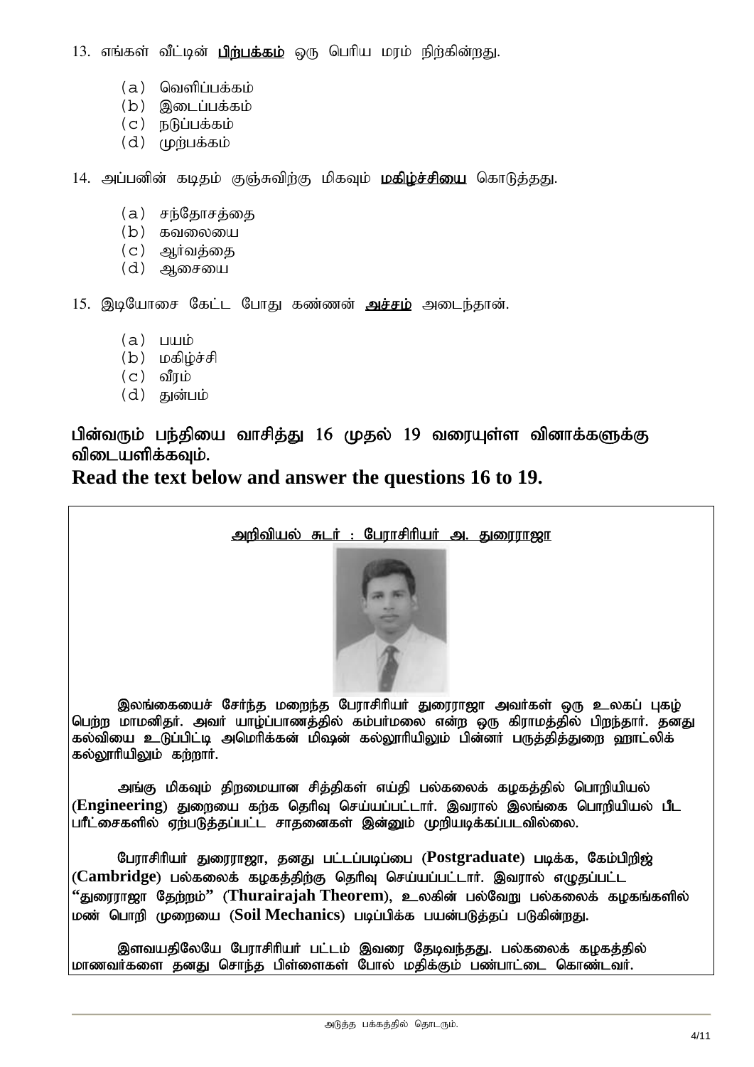13. எங்கள் வீட்டின் **பிற்பக்கம்** ஒரு பெரிய மரம் நிற்கின்றது.

   (a) வெளிப்பக்கம்
   (b) இடைப்பக்கம்
   (c) நடுப்பக்கம்
   (d) முற்பக்கம்

14. அப்பனின் கடிதம் குஞ்சுவிற்கு மிகவும் **மகிழ்ச்சியை** கொடுத்தது.

   (a) சந்தோசத்தை
   (b) கவலையை
   (c) ஆர்வத்தை
   (d) ஆசையை

15. இடியோசை கேட்ட போது கண்ணன் **அச்சம்** அடைந்தான்.

   (a) பயம்
   (b) மகிழ்ச்சி
   (c) வீரம்
   (d) துன்பம்

**பின்வரும் பந்தியை வாசித்து 16 முதல் 19 வரையுள்ள வினாக்களுக்கு விடையளிக்கவும்.**
**Read the text below and answer the questions 16 to 19.**

**அறிவியல் சுடர் : பேராசிரியர் அ. துரைராஜா**

இலங்கையைச் சேர்ந்த மறைந்த பேராசிரியர் துரைராஜா அவர்கள் ஒரு உலகப் புகழ் பெற்ற மாமனிதர். அவர் யாழ்ப்பாணத்தில் கம்பர்மலை என்ற ஒரு கிராமத்தில் பிறந்தார். தனது கல்வியை உடுப்பிட்டி அமெரிக்கன் மிஷன் கல்லூரியிலும் பின்னர் பருத்தித்துறை ஹாட்லிக் கல்லூரியிலும் கற்றார்.

அங்கு மிகவும் திறமையான சித்திகள் எய்தி பல்கலைக் கழகத்தில் பொறியியல் (**Engineering**) துறையை கற்க தெரிவு செய்யப்பட்டார். இவரால் இலங்கை பொறியியல் பீட பரீட்சைகளில் ஏற்படுத்தப்பட்ட சாதனைகள் இன்னும் முறியடிக்கப்படவில்லை.

பேராசிரியர் துரைராஜா, தனது பட்டப்படிப்பை (**Postgraduate**) படிக்க, கேம்பிறிஜ் (**Cambridge**) பல்கலைக் கழகத்திற்கு தெரிவு செய்யப்பட்டார். இவரால் எழுதப்பட்ட "துரைராஜா தேற்றம்" (**Thurairajah Theorem**), உலகின் பல்வேறு பல்கலைக் கழகங்களில் மண் பொறி முறையை (**Soil Mechanics**) படிப்பிக்க பயன்படுத்தப் படுகின்றது.

இளவயதிலேயே பேராசிரியர் பட்டம் இவரை தேடிவந்தது. பல்கலைக் கழகத்தில் மாணவர்களை தனது சொந்த பிள்ளைகள் போல் மதிக்கும் பண்பாட்டை கொண்டவர்.

அடுத்த பக்கத்தில் தொடரும்.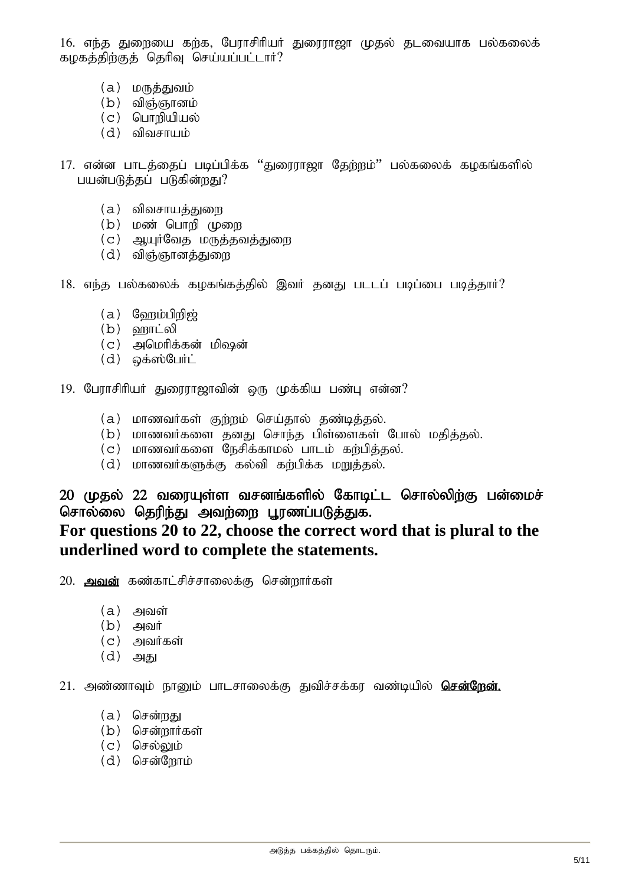16. எந்த துறையை கற்க, பேராசிரியர் துரைராஜா முதல் தடவையாக பல்கலைக் கழகத்திற்குத் தெரிவு செய்யப்பட்டார்?

(a) மருத்துவம்
(b) விஞ்ஞானம்
(c) பொறியியல்
(d) விவசாயம்

17. என்ன பாடத்தைப் படிப்பிக்க "துரைராஜா தேற்றம்" பல்கலைக் கழகங்களில் பயன்படுத்தப் படுகின்றது?

(a) விவசாயத்துறை
(b) மண் பொறி முறை
(c) ஆயுர்வேத மருத்தவத்துறை
(d) விஞ்ஞானத்துறை

18. எந்த பல்கலைக் கழகங்கத்தில் இவர் தனது படடப் படிப்பை படித்தார்?

(a) ஹேம்பிறிஜ்
(b) ஹாட்லி
(c) அமெரிக்கன் மிஷன்
(d) ஒக்ஸ்பேர்ட்

19. பேராசிரியர் துரைராஜாவின் ஒரு முக்கிய பண்பு என்ன?

(a) மாணவர்கள் குற்றம் செய்தால் தண்டித்தல்.
(b) மாணவர்களை தனது சொந்த பிள்ளைகள் போல் மதித்தல்.
(c) மாணவர்களை நேசிக்காமல் பாடம் கற்பித்தல்.
(d) மாணவர்களுக்கு கல்வி கற்பிக்க மறுத்தல்.

**20 முதல் 22 வரையுள்ள வசனங்களில் கோடிட்ட சொல்லிற்கு பன்மைச் சொல்லை தெரிந்து அவற்றை பூரணப்படுத்துக.**
**For questions 20 to 22, choose the correct word that is plural to the underlined word to complete the statements.**

20. **அவன்** கண்காட்சிச்சாலைக்கு சென்றார்கள்

(a) அவள்
(b) அவர்
(c) அவர்கள்
(d) அது

21. அண்ணாவும் நானும் பாடசாலைக்கு துவிச்சக்கர வண்டியில் **சென்றேன்.**

(a) சென்றது
(b) சென்றார்கள்
(c) செல்லும்
(d) சென்றோம்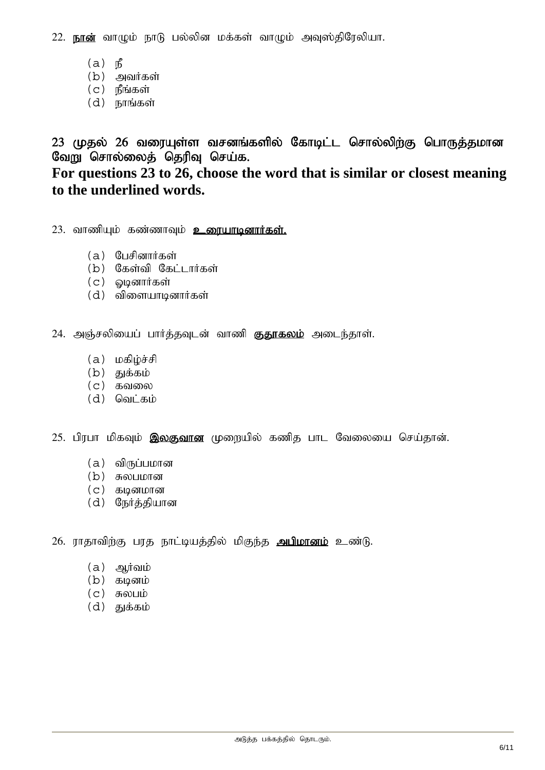22. <u>நான்</u> வாழும் நாடு பல்லின மக்கள் வாழும் அவுஸ்திரேலியா.

(a) நீ
(b) அவர்கள்
(c) நீங்கள்
(d) நாங்கள்

**23 முதல் 26 வரையுள்ள வசனங்களில் கோடிட்ட சொல்லிற்கு பொருத்தமான வேறு சொல்லைத் தெரிவு செய்க.**
**For questions 23 to 26, choose the word that is similar or closest meaning to the underlined words.**

23. வாணியும் கண்ணாவும் **<u>உரையாடினார்கள்.</u>**

(a) பேசினார்கள்
(b) கேள்வி கேட்டார்கள்
(c) ஓடினார்கள்
(d) விளையாடினார்கள்

24. அஞ்சலியைப் பார்த்தவுடன் வாணி **<u>குதூகலம்</u>** அடைந்தாள்.

(a) மகிழ்ச்சி
(b) துக்கம்
(c) கவலை
(d) வெட்கம்

25. பிரபா மிகவும் **<u>இலகுவான</u>** முறையில் கணித பாட வேலையை செய்தான்.

(a) விருப்பமான
(b) சுலபமான
(c) கடினமான
(d) நேர்த்தியான

26. ராதாவிற்கு பரத நாட்டியத்தில் மிகுந்த **<u>அபிமானம்</u>** உண்டு.

(a) ஆர்வம்
(b) கடினம்
(c) சுலபம்
(d) துக்கம்

அடுத்த பக்கத்தில் தொடரும்.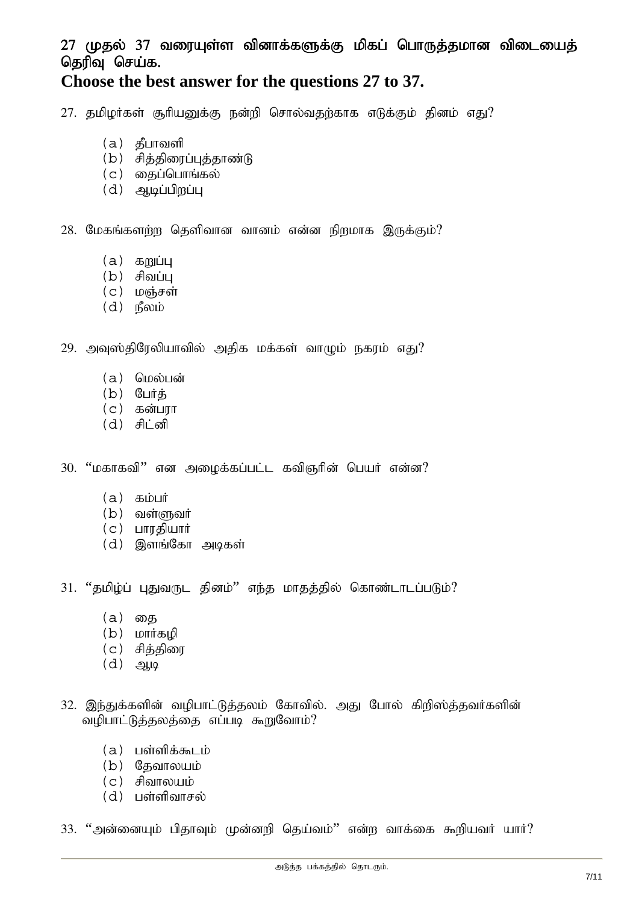## 27 முதல் 37 வரையுள்ள வினாக்களுக்கு மிகப் பொருத்தமான விடையைத் தெரிவு செய்க.

## Choose the best answer for the questions 27 to 37.

27. தமிழர்கள் சூரியனுக்கு நன்றி சொல்வதற்காக எடுக்கும் தினம் எது?

    (a) தீபாவளி
    (b) சித்திரைப்புத்தாண்டு
    (c) தைப்பொங்கல்
    (d) ஆடிப்பிறப்பு

28. மேகங்களற்ற தெளிவான வானம் என்ன நிறமாக இருக்கும்?

    (a) கறுப்பு
    (b) சிவப்பு
    (c) மஞ்சள்
    (d) நீலம்

29. அவுஸ்திரேலியாவில் அதிக மக்கள் வாழும் நகரம் எது?

    (a) மெல்பன்
    (b) பேர்த்
    (c) கன்பரா
    (d) சிட்னி

30. “மகாகவி” என அழைக்கப்பட்ட கவிஞரின் பெயர் என்ன?

    (a) கம்பர்
    (b) வள்ளுவர்
    (c) பாரதியார்
    (d) இளங்கோ அடிகள்

31. “தமிழ்ப் புதுவருட தினம்” எந்த மாதத்தில் கொண்டாடப்படும்?

    (a) தை
    (b) மார்கழி
    (c) சித்திரை
    (d) ஆடி

32. இந்துக்களின் வழிபாட்டுத்தலம் கோவில். அது போல் கிறிஸ்த்தவர்களின் வழிபாட்டுத்தலத்தை எப்படி கூறுவோம்?

    (a) பள்ளிக்கூடம்
    (b) தேவாலயம்
    (c) சிவாலயம்
    (d) பள்ளிவாசல்

33. “அன்னையும் பிதாவும் முன்னறி தெய்வம்” என்ற வாக்கை கூறியவர் யார்?

அடுத்த பக்கத்தில் தொடரும்.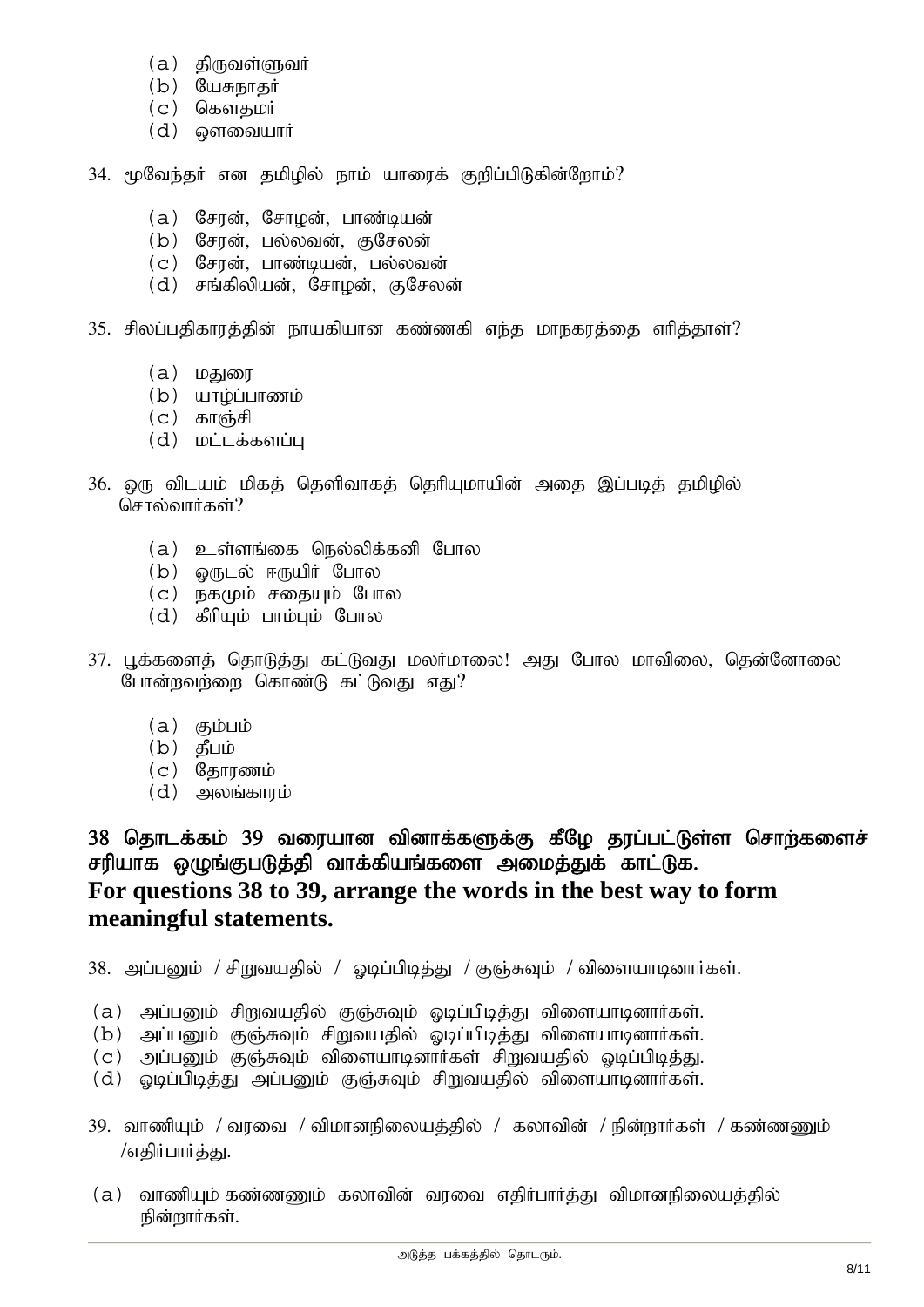(a) திருவள்ளுவர்
(b) யேசுநாதர்
(c) கௌதமர்
(d) ஔவையார்

34. மூவேந்தர் என தமிழில் நாம் யாரைக் குறிப்பிடுகின்றோம்?

(a) சேரன், சோழன், பாண்டியன்
(b) சேரன், பல்லவன், குசேலன்
(c) சேரன், பாண்டியன், பல்லவன்
(d) சங்கிலியன், சோழன், குசேலன்

35. சிலப்பதிகாரத்தின் நாயகியான கண்ணகி எந்த மாநகரத்தை எரித்தாள்?

(a) மதுரை
(b) யாழ்ப்பாணம்
(c) காஞ்சி
(d) மட்டக்களப்பு

36. ஒரு விடயம் மிகத் தெளிவாகத் தெரியுமாயின் அதை இப்படித் தமிழில் சொல்வார்கள்?

(a) உள்ளங்கை நெல்லிக்கனி போல
(b) ஓருடல் ஈருயிர் போல
(c) நகமும் சதையும் போல
(d) கீரியும் பாம்பும் போல

37. பூக்களைத் தொடுத்து கட்டுவது மலர்மாலை! அது போல மாவிலை, தென்னோலை போன்றவற்றை கொண்டு கட்டுவது எது?

(a) கும்பம்
(b) தீபம்
(c) தோரணம்
(d) அலங்காரம்

**38 தொடக்கம் 39 வரையான வினாக்களுக்கு கீழே தரப்பட்டுள்ள சொற்களைச் சரியாக ஒழுங்குபடுத்தி வாக்கியங்களை அமைத்துக் காட்டுக.**
**For questions 38 to 39, arrange the words in the best way to form meaningful statements.**

38. அப்பனும் / சிறுவயதில் / ஓடிப்பிடித்து / குஞ்சுவும் / விளையாடினார்கள்.

(a) அப்பனும் சிறுவயதில் குஞ்சுவும் ஓடிப்பிடித்து விளையாடினார்கள்.
(b) அப்பனும் குஞ்சுவும் சிறுவயதில் ஓடிப்பிடித்து விளையாடினார்கள்.
(c) அப்பனும் குஞ்சுவும் விளையாடினார்கள் சிறுவயதில் ஓடிப்பிடித்து.
(d) ஓடிப்பிடித்து அப்பனும் குஞ்சுவும் சிறுவயதில் விளையாடினார்கள்.

39. வாணியும் / வரவை / விமானநிலையத்தில் / கலாவின் / நின்றார்கள் / கண்ணனும் /எதிர்பார்த்து.

(a) வாணியும் கண்ணனும் கலாவின் வரவை எதிர்பார்த்து விமானநிலையத்தில் நின்றார்கள்.

அடுத்த பக்கத்தில் தொடரும்.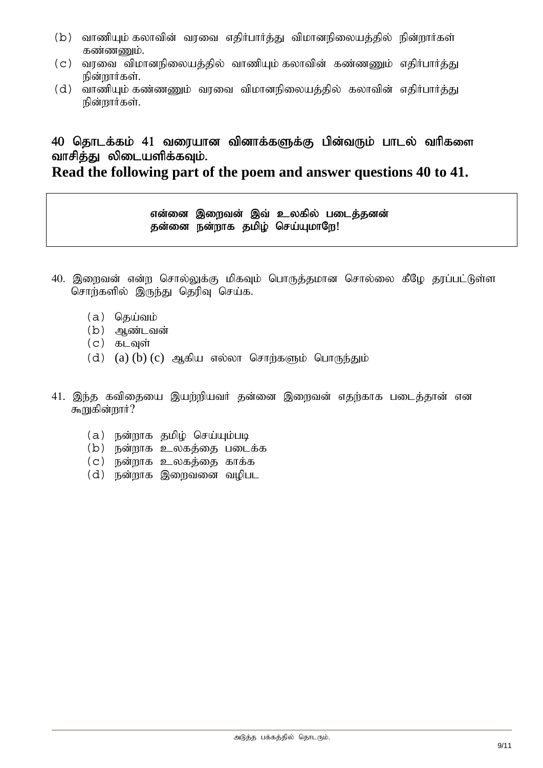(b) வாணியும் கலாவின் வரவை எதிர்பார்த்து விமானநிலையத்தில் நின்றார்கள் கண்ணனும்.
(c) வரவை விமானநிலையத்தில் வாணியும் கலாவின் கண்ணனும் எதிர்பார்த்து நின்றார்கள்.
(d) வாணியும் கண்ணனும் வரவை விமானநிலையத்தில் கலாவின் எதிர்பார்த்து நின்றார்கள்.

## 40 தொடக்கம் 41 வரையான வினாக்களுக்கு பின்வரும் பாடல் வரிகளை வாசித்து லிடையளிக்கவும்.
## Read the following part of the poem and answer questions 40 to 41.

> **என்னை இறைவன் இவ் உலகில் படைத்தனன்**
> **தன்னை நன்றாக தமிழ் செய்யுமாறே!**

40. இறைவன் என்ற சொல்லுக்கு மிகவும் பொருத்தமான சொல்லை கீழே தரப்பட்டுள்ள சொற்களில் இருந்து தெரிவு செய்க.

    (a) தெய்வம்
    (b) ஆண்டவன்
    (c) கடவுள்
    (d) (a) (b) (c) ஆகிய எல்லா சொற்களும் பொருந்தும்

41. இந்த கவிதையை இயற்றியவர் தன்னை இறைவன் எதற்காக படைத்தான் என கூறுகின்றார்?

    (a) நன்றாக தமிழ் செய்யும்படி
    (b) நன்றாக உலகத்தை படைக்க
    (c) நன்றாக உலகத்தை காக்க
    (d) நன்றாக இறைவனை வழிபட

அடுத்த பக்கத்தில் தொடரும்.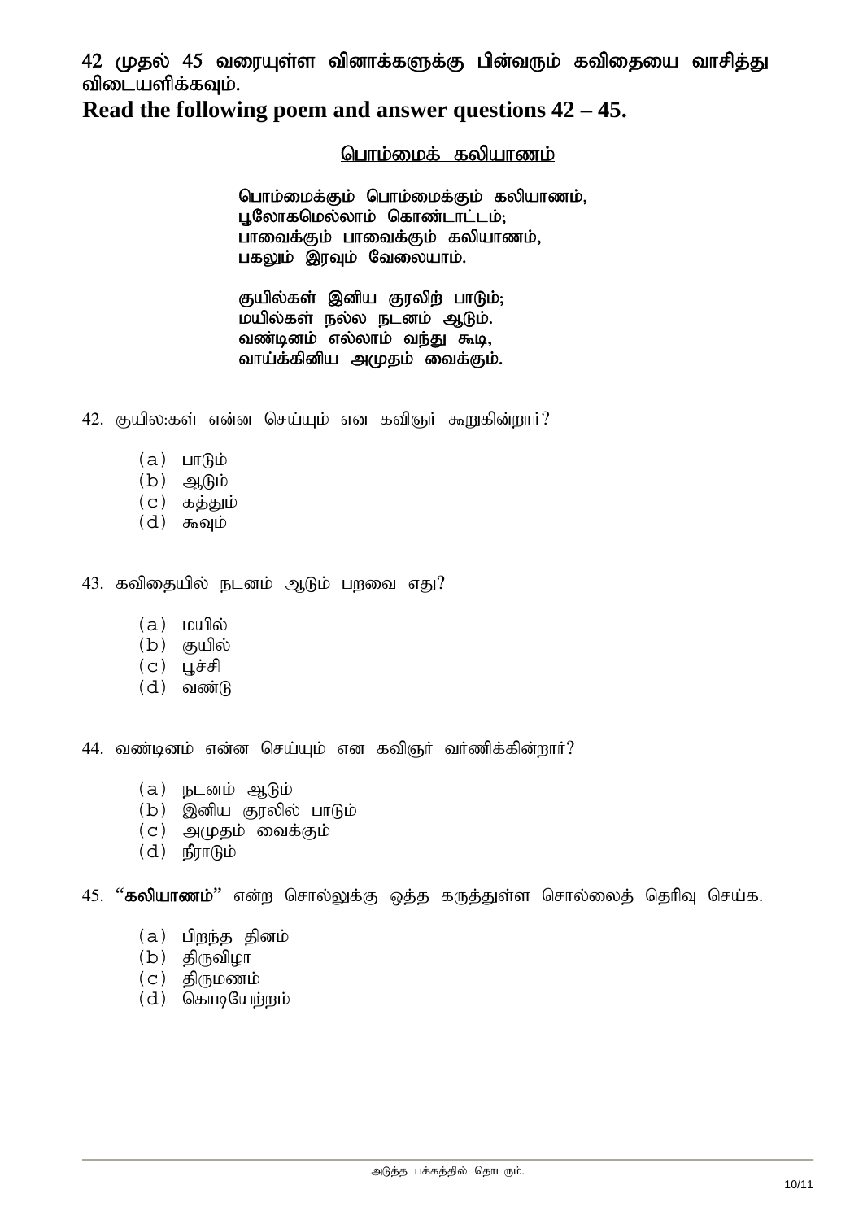**42 முதல் 45 வரையுள்ள வினாக்களுக்கு பின்வரும் கவிதையை வாசித்து விடையளிக்கவும்.**

**Read the following poem and answer questions 42 – 45.**

## பொம்மைக் கலியாணம்

**பொம்மைக்கும் பொம்மைக்கும் கலியாணம்,**
**பூலோகமெல்லாம் கொண்டாட்டம்;**
**பாவைக்கும் பாவைக்கும் கலியாணம்,**
**பகலும் இரவும் வேலையாம்.**

**குயில்கள் இனிய குரலிற் பாடும்;**
**மயில்கள் நல்ல நடனம் ஆடும்.**
**வண்டினம் எல்லாம் வந்து கூடி,**
**வாய்க்கினிய அமுதம் வைக்கும்.**

42. குயில:கள் என்ன செய்யும் என கவிஞர் கூறுகின்றார்?

 (a) பாடும்
 (b) ஆடும்
 (c) கத்தும்
 (d) கூவும்

43. கவிதையில் நடனம் ஆடும் பறவை எது?

 (a) மயில்
 (b) குயில்
 (c) பூச்சி
 (d) வண்டு

44. வண்டினம் என்ன செய்யும் என கவிஞர் வர்ணிக்கின்றார்?

 (a) நடனம் ஆடும்
 (b) இனிய குரலில் பாடும்
 (c) அமுதம் வைக்கும்
 (d) நீராடும்

45. "**கலியாணம்**" என்ற சொல்லுக்கு ஒத்த கருத்துள்ள சொல்லைத் தெரிவு செய்க.

 (a) பிறந்த தினம்
 (b) திருவிழா
 (c) திருமணம்
 (d) கொடியேற்றம்

அடுத்த பக்கத்தில் தொடரும்.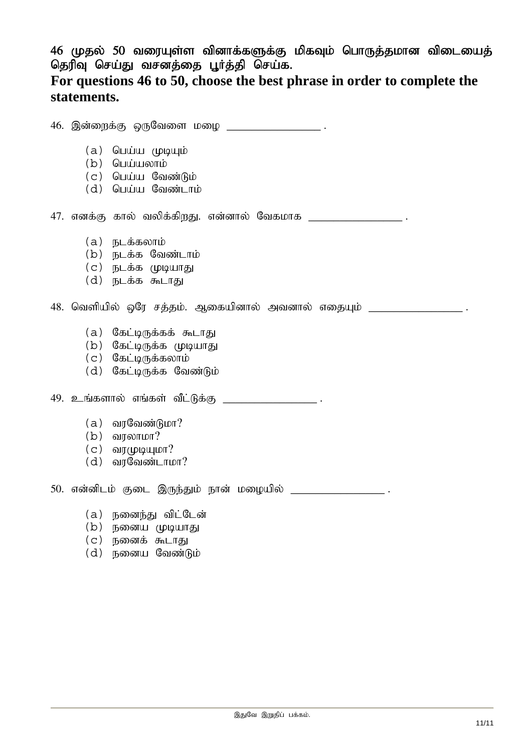**46 முதல் 50 வரையுள்ள வினாக்களுக்கு மிகவும் பொருத்தமான விடையைத் தெரிவு செய்து வசனத்தை பூர்த்தி செய்க.**

**For questions 46 to 50, choose the best phrase in order to complete the statements.**

46. இன்றைக்கு ஒருவேளை மழை ________________ .

    (a) பெய்ய முடியும்
    (b) பெய்யலாம்
    (c) பெய்ய வேண்டும்
    (d) பெய்ய வேண்டாம்

47. எனக்கு கால் வலிக்கிறது. என்னால் வேகமாக ________________ .

    (a) நடக்கலாம்
    (b) நடக்க வேண்டாம்
    (c) நடக்க முடியாது
    (d) நடக்க கூடாது

48. வெளியில் ஒரே சத்தம். ஆகையினால் அவனால் எதையும் ________________ .

    (a) கேட்டிருக்கக் கூடாது
    (b) கேட்டிருக்க முடியாது
    (c) கேட்டிருக்கலாம்
    (d) கேட்டிருக்க வேண்டும்

49. உங்களால் எங்கள் வீட்டுக்கு ________________ .

    (a) வரவேண்டுமா?
    (b) வரலாமா?
    (c) வரமுடியுமா?
    (d) வரவேண்டாமா?

50. என்னிடம் குடை இருந்தும் நான் மழையில் ________________ .

    (a) நனைந்து விட்டேன்
    (b) நனைய முடியாது
    (c) நனைக் கூடாது
    (d) நனைய வேண்டும்

இதுவே இறுதிப் பக்கம்.